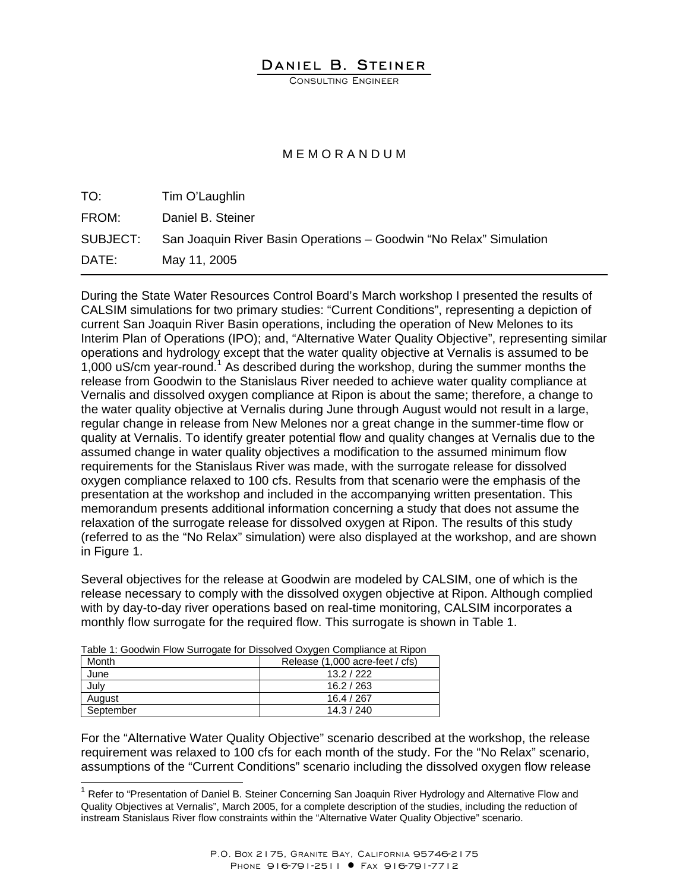# Daniel B. Steiner

Consulting Engineer

## MEMORANDUM

TO: Tim O'Laughlin

FROM: Daniel B. Steiner

SUBJECT: San Joaquin River Basin Operations – Goodwin "No Relax" Simulation

DATE: May 11, 2005

---

During the State Water Resources Control Board's March workshop I presented the results of CALSIM simulations for two primary studies: "Current Conditions", representing a depiction of current San Joaquin River Basin operations, including the operation of New Melones to its Interim Plan of Operations (IPO); and, "Alternative Water Quality Objective", representing similar operations and hydrology except that the water quality objective at Vernalis is assumed to be 1,000 uS/cm year-round.[1] As described during the workshop, during the summer months the release from Goodwin to the Stanislaus River needed to achieve water quality compliance at Vernalis and dissolved oxygen compliance at Ripon is about the same; therefore, a change to the water quality objective at Vernalis during June through August would not result in a large, regular change in release from New Melones nor a great change in the summer-time flow or quality at Vernalis. To identify greater potential flow and quality changes at Vernalis due to the assumed change in water quality objectives a modification to the assumed minimum flow requirements for the Stanislaus River was made, with the surrogate release for dissolved oxygen compliance relaxed to 100 cfs. Results from that scenario were the emphasis of the presentation at the workshop and included in the accompanying written presentation. This memorandum presents additional information concerning a study that does not assume the relaxation of the surrogate release for dissolved oxygen at Ripon. The results of this study (referred to as the "No Relax" simulation) were also displayed at the workshop, and are shown in Figure 1.

Several objectives for the release at Goodwin are modeled by CALSIM, one of which is the release necessary to comply with the dissolved oxygen objective at Ripon. Although complied with by day-to-day river operations based on real-time monitoring, CALSIM incorporates a monthly flow surrogate for the required flow. This surrogate is shown in Table 1.

Table 1: Goodwin Flow Surrogate for Dissolved Oxygen Compliance at Ripon

| Month | Release (1,000 acre-feet / cfs) |
|---|---|
| June | 13.2 / 222 |
| July | 16.2 / 263 |
| August | 16.4 / 267 |
| September | 14.3 / 240 |

For the "Alternative Water Quality Objective" scenario described at the workshop, the release requirement was relaxed to 100 cfs for each month of the study. For the "No Relax" scenario, assumptions of the "Current Conditions" scenario including the dissolved oxygen flow release

---

[1] Refer to "Presentation of Daniel B. Steiner Concerning San Joaquin River Hydrology and Alternative Flow and Quality Objectives at Vernalis", March 2005, for a complete description of the studies, including the reduction of instream Stanislaus River flow constraints within the "Alternative Water Quality Objective" scenario.

P.O. Box 2175, Granite Bay, California 95746-2175
Phone 916-791-2511 • Fax 916-791-7712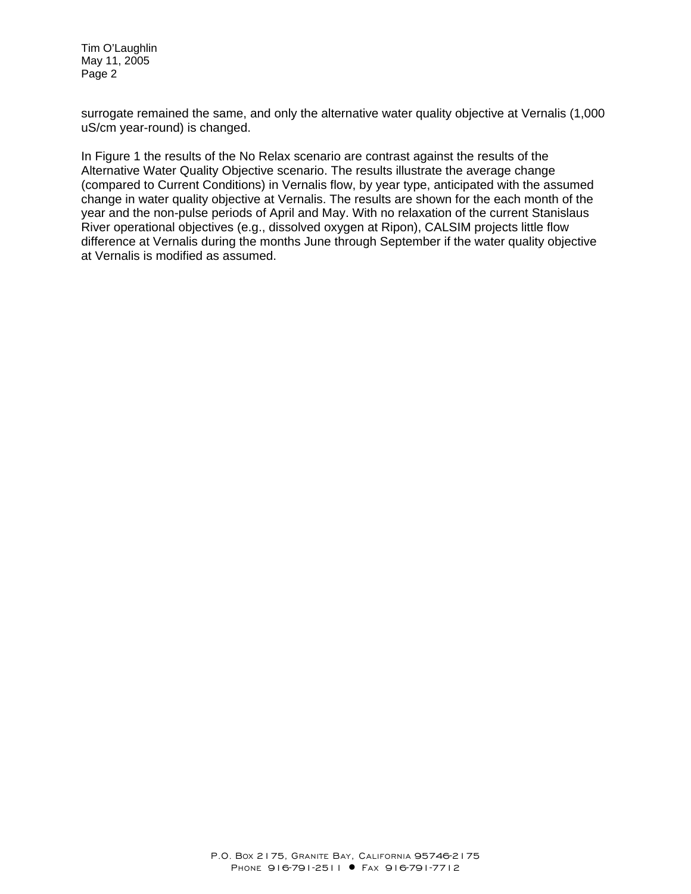surrogate remained the same, and only the alternative water quality objective at Vernalis (1,000 uS/cm year-round) is changed.

In Figure 1 the results of the No Relax scenario are contrast against the results of the Alternative Water Quality Objective scenario. The results illustrate the average change (compared to Current Conditions) in Vernalis flow, by year type, anticipated with the assumed change in water quality objective at Vernalis. The results are shown for the each month of the year and the non-pulse periods of April and May. With no relaxation of the current Stanislaus River operational objectives (e.g., dissolved oxygen at Ripon), CALSIM projects little flow difference at Vernalis during the months June through September if the water quality objective at Vernalis is modified as assumed.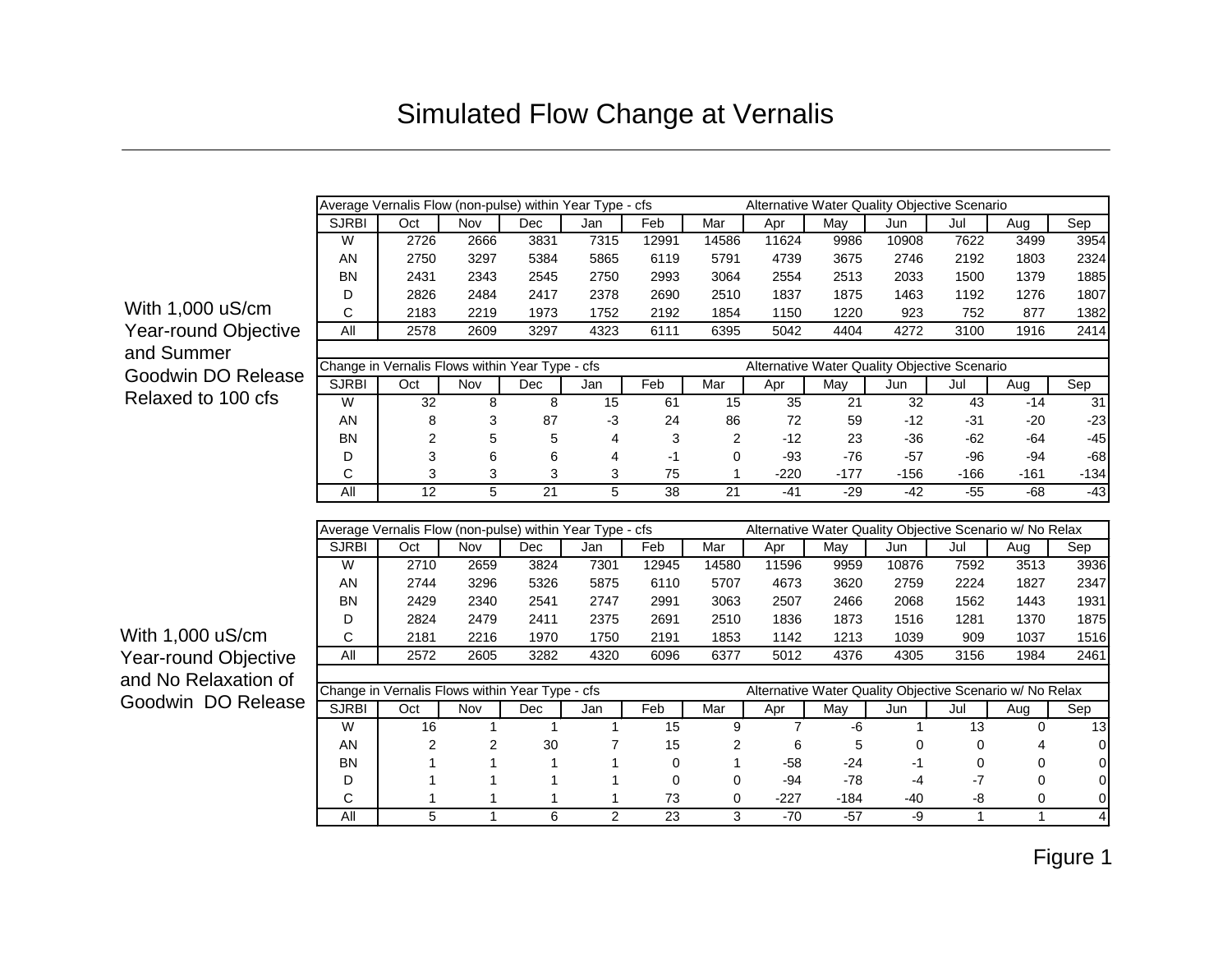# Simulated Flow Change at Vernalis

**With 1,000 uS/cm Year-round Objective and Summer Goodwin DO Release Relaxed to 100 cfs**

| Average Vernalis Flow (non-pulse) within Year Type - cfs | | | | | | | Alternative Water Quality Objective Scenario | | | | | |
|---|---|---|---|---|---|---|---|---|---|---|---|---|
| SJRBI | Oct | Nov | Dec | Jan | Feb | Mar | Apr | May | Jun | Jul | Aug | Sep |
| W | 2726 | 2666 | 3831 | 7315 | 12991 | 14586 | 11624 | 9986 | 10908 | 7622 | 3499 | 3954 |
| AN | 2750 | 3297 | 5384 | 5865 | 6119 | 5791 | 4739 | 3675 | 2746 | 2192 | 1803 | 2324 |
| BN | 2431 | 2343 | 2545 | 2750 | 2993 | 3064 | 2554 | 2513 | 2033 | 1500 | 1379 | 1885 |
| D | 2826 | 2484 | 2417 | 2378 | 2690 | 2510 | 1837 | 1875 | 1463 | 1192 | 1276 | 1807 |
| C | 2183 | 2219 | 1973 | 1752 | 2192 | 1854 | 1150 | 1220 | 923 | 752 | 877 | 1382 |
| All | 2578 | 2609 | 3297 | 4323 | 6111 | 6395 | 5042 | 4404 | 4272 | 3100 | 1916 | 2414 |

| Change in Vernalis Flows within Year Type - cfs | | | | | | | Alternative Water Quality Objective Scenario | | | | | |
|---|---|---|---|---|---|---|---|---|---|---|---|---|
| SJRBI | Oct | Nov | Dec | Jan | Feb | Mar | Apr | May | Jun | Jul | Aug | Sep |
| W | 32 | 8 | 8 | 15 | 61 | 15 | 35 | 21 | 32 | 43 | -14 | 31 |
| AN | 8 | 3 | 87 | -3 | 24 | 86 | 72 | 59 | -12 | -31 | -20 | -23 |
| BN | 2 | 5 | 5 | 4 | 3 | 2 | -12 | 23 | -36 | -62 | -64 | -45 |
| D | 3 | 6 | 6 | 4 | -1 | 0 | -93 | -76 | -57 | -96 | -94 | -68 |
| C | 3 | 3 | 3 | 3 | 75 | 1 | -220 | -177 | -156 | -166 | -161 | -134 |
| All | 12 | 5 | 21 | 5 | 38 | 21 | -41 | -29 | -42 | -55 | -68 | -43 |

**With 1,000 uS/cm Year-round Objective and No Relaxation of Goodwin DO Release**

| Average Vernalis Flow (non-pulse) within Year Type - cfs | | | | | | | Alternative Water Quality Objective Scenario w/ No Relax | | | | | |
|---|---|---|---|---|---|---|---|---|---|---|---|---|
| SJRBI | Oct | Nov | Dec | Jan | Feb | Mar | Apr | May | Jun | Jul | Aug | Sep |
| W | 2710 | 2659 | 3824 | 7301 | 12945 | 14580 | 11596 | 9959 | 10876 | 7592 | 3513 | 3936 |
| AN | 2744 | 3296 | 5326 | 5875 | 6110 | 5707 | 4673 | 3620 | 2759 | 2224 | 1827 | 2347 |
| BN | 2429 | 2340 | 2541 | 2747 | 2991 | 3063 | 2507 | 2466 | 2068 | 1562 | 1443 | 1931 |
| D | 2824 | 2479 | 2411 | 2375 | 2691 | 2510 | 1836 | 1873 | 1516 | 1281 | 1370 | 1875 |
| C | 2181 | 2216 | 1970 | 1750 | 2191 | 1853 | 1142 | 1213 | 1039 | 909 | 1037 | 1516 |
| All | 2572 | 2605 | 3282 | 4320 | 6096 | 6377 | 5012 | 4376 | 4305 | 3156 | 1984 | 2461 |

| Change in Vernalis Flows within Year Type - cfs | | | | | | | Alternative Water Quality Objective Scenario w/ No Relax | | | | | |
|---|---|---|---|---|---|---|---|---|---|---|---|---|
| SJRBI | Oct | Nov | Dec | Jan | Feb | Mar | Apr | May | Jun | Jul | Aug | Sep |
| W | 16 | 1 | 1 | 1 | 15 | 9 | 7 | -6 | 1 | 13 | 0 | 13 |
| AN | 2 | 2 | 30 | 7 | 15 | 2 | 6 | 5 | 0 | 0 | 4 | 0 |
| BN | 1 | 1 | 1 | 1 | 0 | 1 | -58 | -24 | -1 | 0 | 0 | 0 |
| D | 1 | 1 | 1 | 1 | 0 | 0 | -94 | -78 | -4 | -7 | 0 | 0 |
| C | 1 | 1 | 1 | 1 | 73 | 0 | -227 | -184 | -40 | -8 | 0 | 0 |
| All | 5 | 1 | 6 | 2 | 23 | 3 | -70 | -57 | -9 | 1 | 1 | 4 |

Figure 1